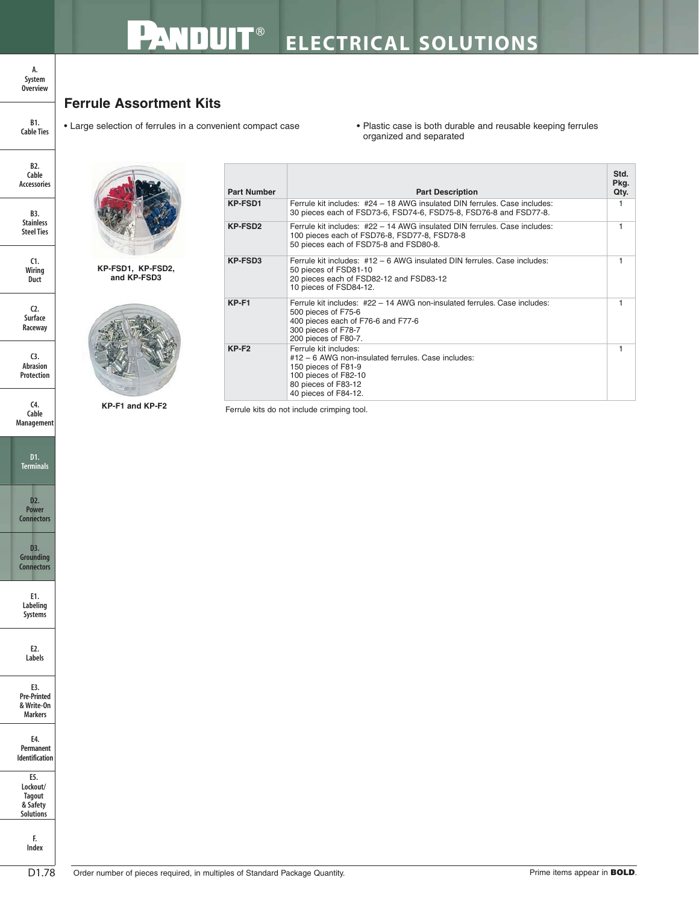## Ferrule Assortment Kits

- Large selection of ferrules in a convenient compact case
- Plastic case is both durable and reusable keeping ferrules organized and separated

KP-FSD1, KP-FSD2, and KP-FSD3

KP-F1 and KP-F2

| Part Number | Part Description | Std. Pkg. Qty. |
|---|---|---|
| **KP-FSD1** | Ferrule kit includes: #24 – 18 AWG insulated DIN ferrules. Case includes: 30 pieces each of FSD73-6, FSD74-6, FSD75-8, FSD76-8 and FSD77-8. | 1 |
| **KP-FSD2** | Ferrule kit includes: #22 – 14 AWG insulated DIN ferrules. Case includes: 100 pieces each of FSD76-8, FSD77-8, FSD78-8 50 pieces each of FSD75-8 and FSD80-8. | 1 |
| **KP-FSD3** | Ferrule kit includes: #12 – 6 AWG insulated DIN ferrules. Case includes: 50 pieces of FSD81-10 20 pieces each of FSD82-12 and FSD83-12 10 pieces of FSD84-12. | 1 |
| **KP-F1** | Ferrule kit includes: #22 – 14 AWG non-insulated ferrules. Case includes: 500 pieces of F75-6 400 pieces each of F76-6 and F77-6 300 pieces of F78-7 200 pieces of F80-7. | 1 |
| **KP-F2** | Ferrule kit includes: #12 – 6 AWG non-insulated ferrules. Case includes: 150 pieces of F81-9 100 pieces of F82-10 80 pieces of F83-12 40 pieces of F84-12. | 1 |

Ferrule kits do not include crimping tool.

Order number of pieces required, in multiples of Standard Package Quantity.

Prime items appear in **BOLD**.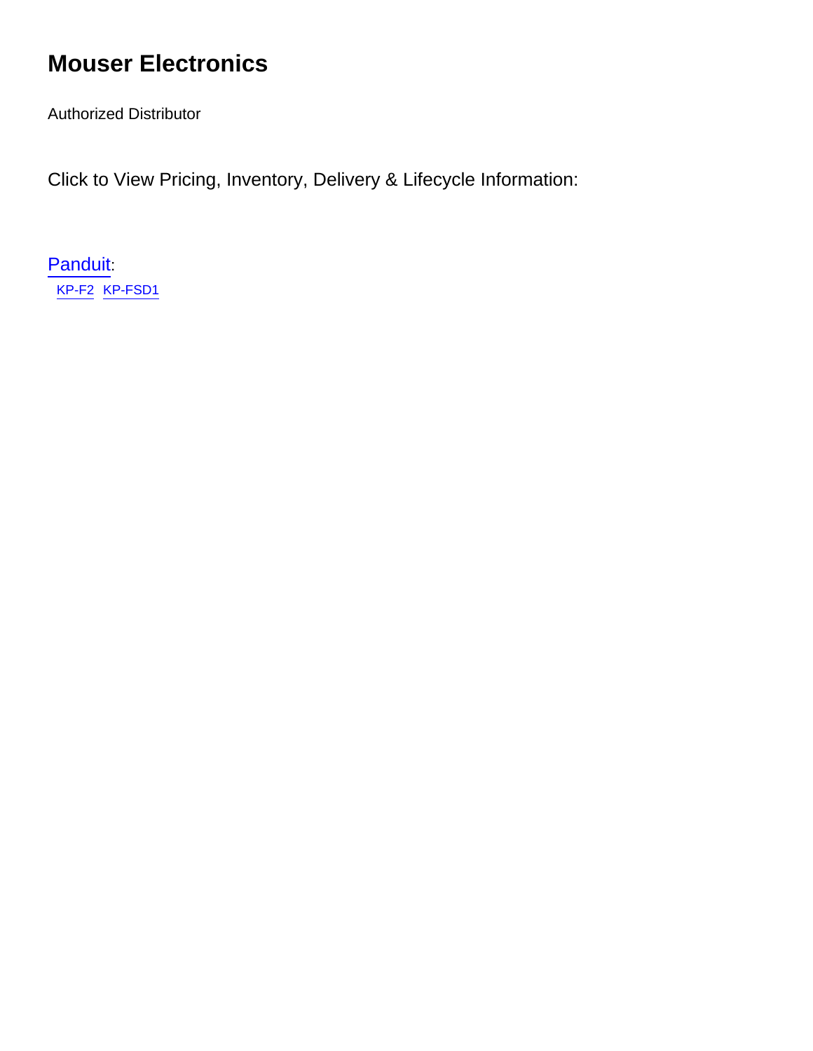# Mouser Electronics

Authorized Distributor

Click to View Pricing, Inventory, Delivery & Lifecycle Information:

Panduit:

KP-F2  KP-FSD1